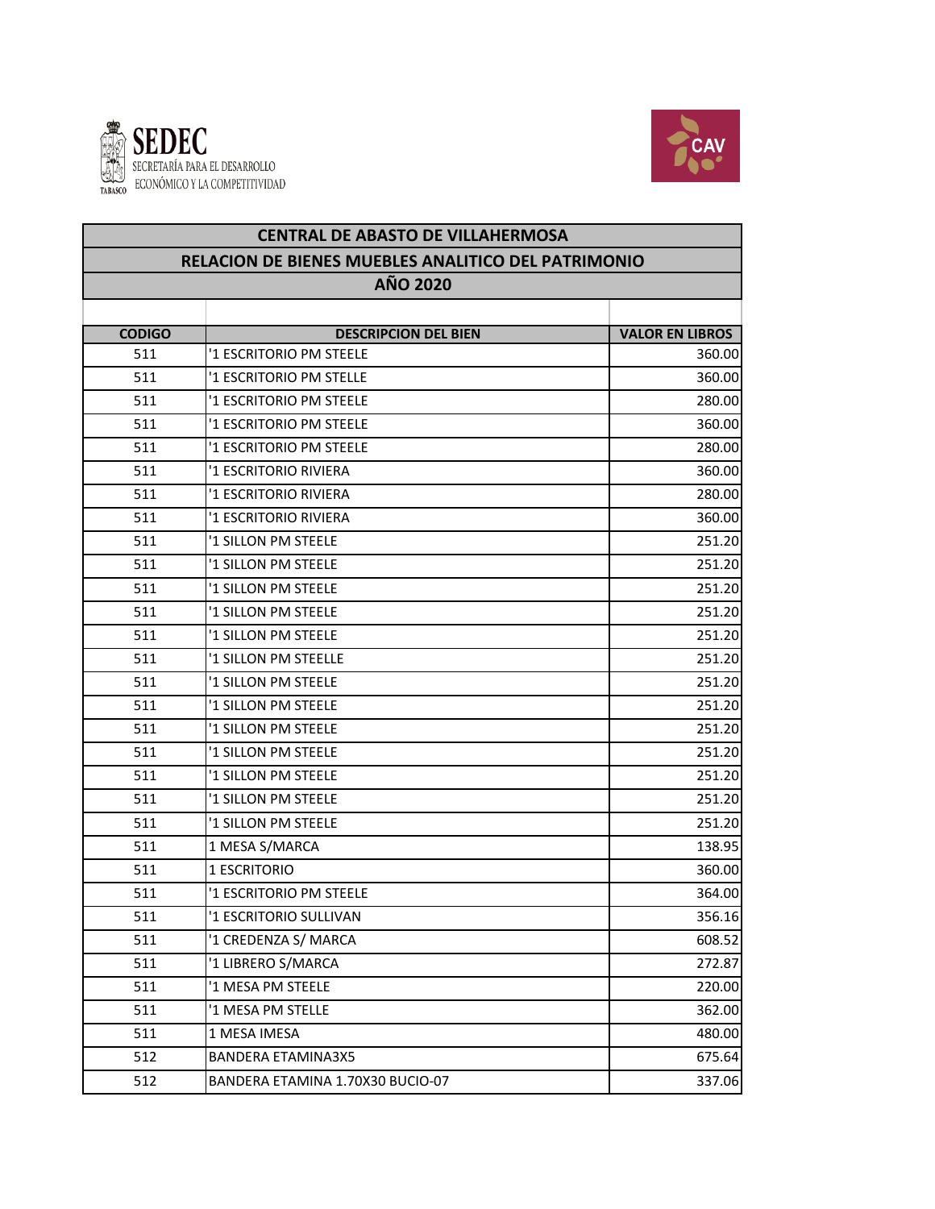SEDEC
SECRETARÍA PARA EL DESARROLLO ECONÓMICO Y LA COMPETITIVIDAD
TABASCO

CAV

# CENTRAL DE ABASTO DE VILLAHERMOSA

## RELACION DE BIENES MUEBLES ANALITICO DEL PATRIMONIO

## AÑO 2020

| CODIGO | DESCRIPCION DEL BIEN | VALOR EN LIBROS |
|---|---|---|
| 511 | '1 ESCRITORIO PM STEELE | 360.00 |
| 511 | '1 ESCRITORIO PM STELLE | 360.00 |
| 511 | '1 ESCRITORIO PM STEELE | 280.00 |
| 511 | '1 ESCRITORIO PM STEELE | 360.00 |
| 511 | '1 ESCRITORIO PM STEELE | 280.00 |
| 511 | '1 ESCRITORIO RIVIERA | 360.00 |
| 511 | '1 ESCRITORIO RIVIERA | 280.00 |
| 511 | '1 ESCRITORIO RIVIERA | 360.00 |
| 511 | '1 SILLON PM STEELE | 251.20 |
| 511 | '1 SILLON PM STEELE | 251.20 |
| 511 | '1 SILLON PM STEELE | 251.20 |
| 511 | '1 SILLON PM STEELE | 251.20 |
| 511 | '1 SILLON PM STEELE | 251.20 |
| 511 | '1 SILLON PM STEELLE | 251.20 |
| 511 | '1 SILLON PM STEELE | 251.20 |
| 511 | '1 SILLON PM STEELE | 251.20 |
| 511 | '1 SILLON PM STEELE | 251.20 |
| 511 | '1 SILLON PM STEELE | 251.20 |
| 511 | '1 SILLON PM STEELE | 251.20 |
| 511 | '1 SILLON PM STEELE | 251.20 |
| 511 | '1 SILLON PM STEELE | 251.20 |
| 511 | 1 MESA S/MARCA | 138.95 |
| 511 | 1 ESCRITORIO | 360.00 |
| 511 | '1 ESCRITORIO PM STEELE | 364.00 |
| 511 | '1 ESCRITORIO SULLIVAN | 356.16 |
| 511 | '1 CREDENZA S/ MARCA | 608.52 |
| 511 | '1 LIBRERO S/MARCA | 272.87 |
| 511 | '1 MESA PM STEELE | 220.00 |
| 511 | '1 MESA PM STELLE | 362.00 |
| 511 | 1 MESA IMESA | 480.00 |
| 512 | BANDERA ETAMINA3X5 | 675.64 |
| 512 | BANDERA ETAMINA 1.70X30 BUCIO-07 | 337.06 |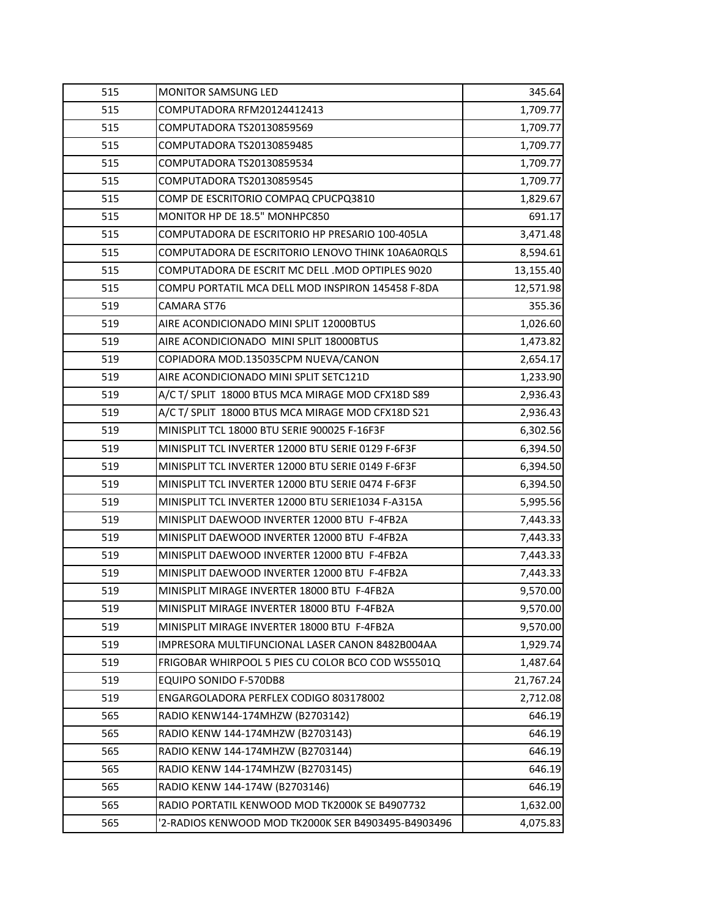| | | |
|---|---|---|
| 515 | MONITOR SAMSUNG LED | 345.64 |
| 515 | COMPUTADORA RFM20124412413 | 1,709.77 |
| 515 | COMPUTADORA TS20130859569 | 1,709.77 |
| 515 | COMPUTADORA TS20130859485 | 1,709.77 |
| 515 | COMPUTADORA TS20130859534 | 1,709.77 |
| 515 | COMPUTADORA TS20130859545 | 1,709.77 |
| 515 | COMP DE ESCRITORIO COMPAQ CPUCPQ3810 | 1,829.67 |
| 515 | MONITOR HP DE 18.5" MONHPC850 | 691.17 |
| 515 | COMPUTADORA DE ESCRITORIO HP PRESARIO 100-405LA | 3,471.48 |
| 515 | COMPUTADORA DE ESCRITORIO LENOVO THINK 10A6A0RQLS | 8,594.61 |
| 515 | COMPUTADORA DE ESCRIT MC DELL .MOD OPTIPLES 9020 | 13,155.40 |
| 515 | COMPU PORTATIL MCA DELL MOD INSPIRON 145458 F-8DA | 12,571.98 |
| 519 | CAMARA ST76 | 355.36 |
| 519 | AIRE ACONDICIONADO MINI SPLIT 12000BTUS | 1,026.60 |
| 519 | AIRE ACONDICIONADO MINI SPLIT 18000BTUS | 1,473.82 |
| 519 | COPIADORA MOD.135035CPM NUEVA/CANON | 2,654.17 |
| 519 | AIRE ACONDICIONADO MINI SPLIT SETC121D | 1,233.90 |
| 519 | A/C T/ SPLIT 18000 BTUS MCA MIRAGE MOD CFX18D S89 | 2,936.43 |
| 519 | A/C T/ SPLIT 18000 BTUS MCA MIRAGE MOD CFX18D S21 | 2,936.43 |
| 519 | MINISPLIT TCL 18000 BTU SERIE 900025 F-16F3F | 6,302.56 |
| 519 | MINISPLIT TCL INVERTER 12000 BTU SERIE 0129 F-6F3F | 6,394.50 |
| 519 | MINISPLIT TCL INVERTER 12000 BTU SERIE 0149 F-6F3F | 6,394.50 |
| 519 | MINISPLIT TCL INVERTER 12000 BTU SERIE 0474 F-6F3F | 6,394.50 |
| 519 | MINISPLIT TCL INVERTER 12000 BTU SERIE1034 F-A315A | 5,995.56 |
| 519 | MINISPLIT DAEWOOD INVERTER 12000 BTU F-4FB2A | 7,443.33 |
| 519 | MINISPLIT DAEWOOD INVERTER 12000 BTU F-4FB2A | 7,443.33 |
| 519 | MINISPLIT DAEWOOD INVERTER 12000 BTU F-4FB2A | 7,443.33 |
| 519 | MINISPLIT DAEWOOD INVERTER 12000 BTU F-4FB2A | 7,443.33 |
| 519 | MINISPLIT MIRAGE INVERTER 18000 BTU F-4FB2A | 9,570.00 |
| 519 | MINISPLIT MIRAGE INVERTER 18000 BTU F-4FB2A | 9,570.00 |
| 519 | MINISPLIT MIRAGE INVERTER 18000 BTU F-4FB2A | 9,570.00 |
| 519 | IMPRESORA MULTIFUNCIONAL LASER CANON 8482B004AA | 1,929.74 |
| 519 | FRIGOBAR WHIRPOOL 5 PIES CU COLOR BCO COD WS5501Q | 1,487.64 |
| 519 | EQUIPO SONIDO F-570DB8 | 21,767.24 |
| 519 | ENGARGOLADORA PERFLEX CODIGO 803178002 | 2,712.08 |
| 565 | RADIO KENW144-174MHZW (B2703142) | 646.19 |
| 565 | RADIO KENW 144-174MHZW (B2703143) | 646.19 |
| 565 | RADIO KENW 144-174MHZW (B2703144) | 646.19 |
| 565 | RADIO KENW 144-174MHZW (B2703145) | 646.19 |
| 565 | RADIO KENW 144-174W (B2703146) | 646.19 |
| 565 | RADIO PORTATIL KENWOOD MOD TK2000K SE B4907732 | 1,632.00 |
| 565 | '2-RADIOS KENWOOD MOD TK2000K SER B4903495-B4903496 | 4,075.83 |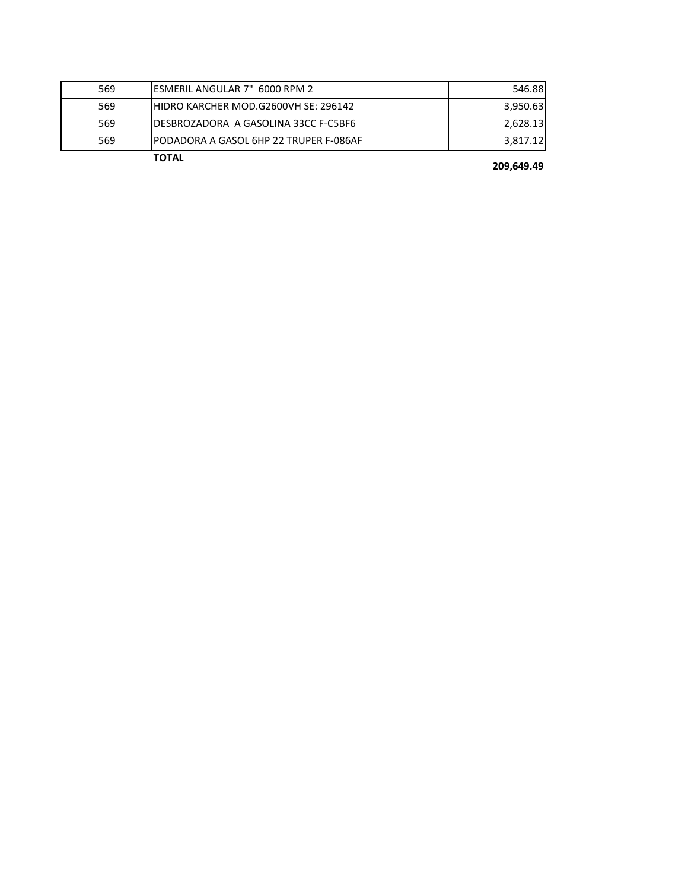| | | |
|---|---|---|
| 569 | ESMERIL ANGULAR 7"  6000 RPM 2 | 546.88 |
| 569 | HIDRO KARCHER MOD.G2600VH SE: 296142 | 3,950.63 |
| 569 | DESBROZADORA  A GASOLINA 33CC F-C5BF6 | 2,628.13 |
| 569 | PODADORA A GASOL 6HP 22 TRUPER F-086AF | 3,817.12 |
| | **TOTAL** | **209,649.49** |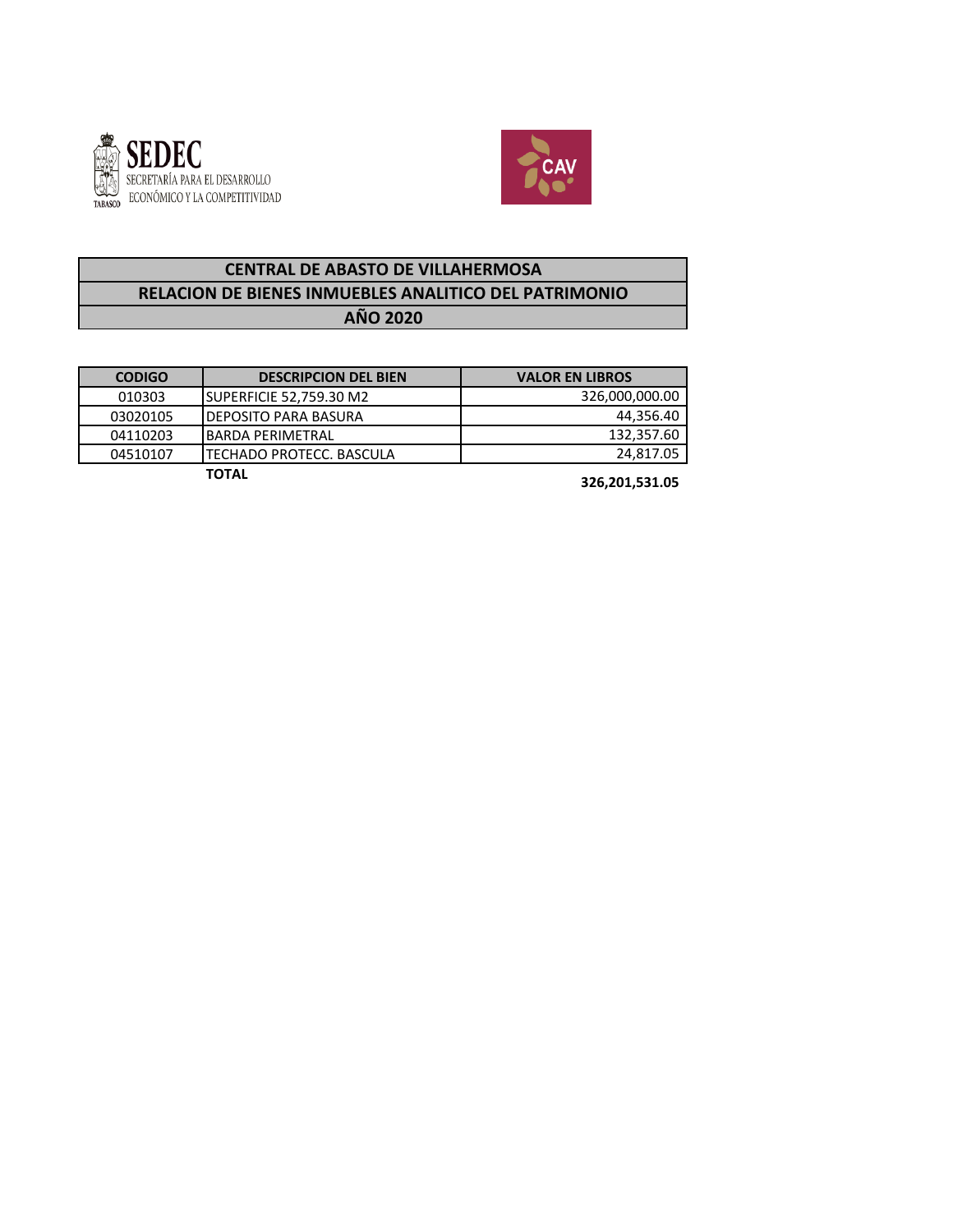SEDEC
SECRETARÍA PARA EL DESARROLLO ECONÓMICO Y LA COMPETITIVIDAD
TABASCO

CAV

## CENTRAL DE ABASTO DE VILLAHERMOSA

## RELACION DE BIENES INMUEBLES ANALITICO DEL PATRIMONIO

## AÑO 2020

| CODIGO | DESCRIPCION DEL BIEN | VALOR EN LIBROS |
|---|---|---|
| 010303 | SUPERFICIE 52,759.30 M2 | 326,000,000.00 |
| 03020105 | DEPOSITO PARA BASURA | 44,356.40 |
| 04110203 | BARDA PERIMETRAL | 132,357.60 |
| 04510107 | TECHADO PROTECC. BASCULA | 24,817.05 |
| | **TOTAL** | **326,201,531.05** |